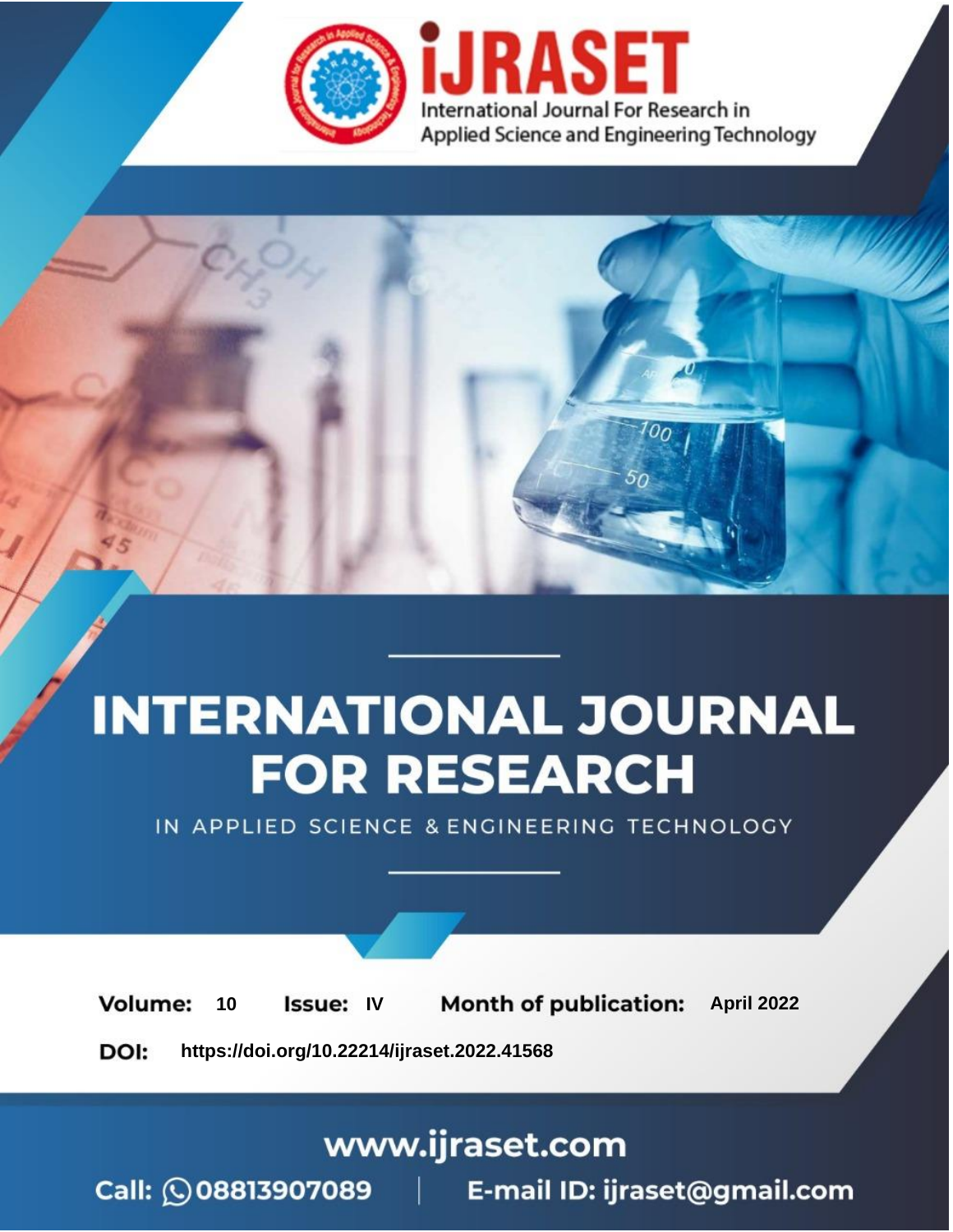# INTERNATIONAL JOURNAL FOR RESEARCH

IN APPLIED SCIENCE & ENGINEERING TECHNOLOGY

**Volume:** 10 **Issue:** IV **Month of publication:** April 2022

**DOI:** https://doi.org/10.22214/ijraset.2022.41568

www.ijraset.com

Call: 08813907089 | E-mail ID: ijraset@gmail.com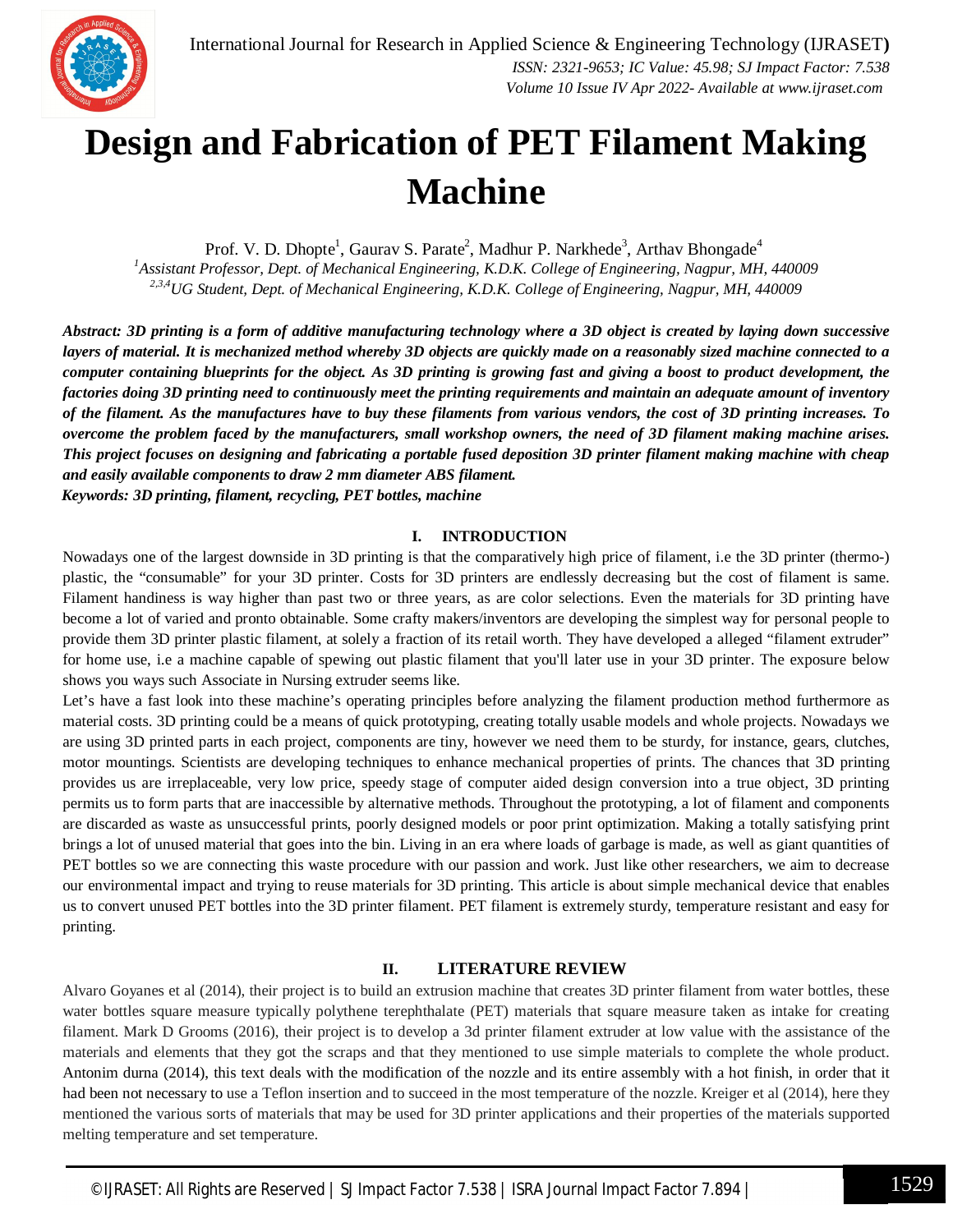# Design and Fabrication of PET Filament Making Machine

Prof. V. D. Dhopte[1], Gaurav S. Parate[2], Madhur P. Narkhede[3], Arthav Bhongade[4]

[1]*Assistant Professor, Dept. of Mechanical Engineering, K.D.K. College of Engineering, Nagpur, MH, 440009*

[2,3,4]*UG Student, Dept. of Mechanical Engineering, K.D.K. College of Engineering, Nagpur, MH, 440009*

***Abstract:** 3D printing is a form of additive manufacturing technology where a 3D object is created by laying down successive layers of material. It is mechanized method whereby 3D objects are quickly made on a reasonably sized machine connected to a computer containing blueprints for the object. As 3D printing is growing fast and giving a boost to product development, the factories doing 3D printing need to continuously meet the printing requirements and maintain an adequate amount of inventory of the filament. As the manufactures have to buy these filaments from various vendors, the cost of 3D printing increases. To overcome the problem faced by the manufacturers, small workshop owners, the need of 3D filament making machine arises. This project focuses on designing and fabricating a portable fused deposition 3D printer filament making machine with cheap and easily available components to draw 2 mm diameter ABS filament.*

***Keywords:** 3D printing, filament, recycling, PET bottles, machine*

## I. INTRODUCTION

Nowadays one of the largest downside in 3D printing is that the comparatively high price of filament, i.e the 3D printer (thermo-) plastic, the "consumable" for your 3D printer. Costs for 3D printers are endlessly decreasing but the cost of filament is same. Filament handiness is way higher than past two or three years, as are color selections. Even the materials for 3D printing have become a lot of varied and pronto obtainable. Some crafty makers/inventors are developing the simplest way for personal people to provide them 3D printer plastic filament, at solely a fraction of its retail worth. They have developed a alleged "filament extruder" for home use, i.e a machine capable of spewing out plastic filament that you'll later use in your 3D printer. The exposure below shows you ways such Associate in Nursing extruder seems like.

Let's have a fast look into these machine's operating principles before analyzing the filament production method furthermore as material costs. 3D printing could be a means of quick prototyping, creating totally usable models and whole projects. Nowadays we are using 3D printed parts in each project, components are tiny, however we need them to be sturdy, for instance, gears, clutches, motor mountings. Scientists are developing techniques to enhance mechanical properties of prints. The chances that 3D printing provides us are irreplaceable, very low price, speedy stage of computer aided design conversion into a true object, 3D printing permits us to form parts that are inaccessible by alternative methods. Throughout the prototyping, a lot of filament and components are discarded as waste as unsuccessful prints, poorly designed models or poor print optimization. Making a totally satisfying print brings a lot of unused material that goes into the bin. Living in an era where loads of garbage is made, as well as giant quantities of PET bottles so we are connecting this waste procedure with our passion and work. Just like other researchers, we aim to decrease our environmental impact and trying to reuse materials for 3D printing. This article is about simple mechanical device that enables us to convert unused PET bottles into the 3D printer filament. PET filament is extremely sturdy, temperature resistant and easy for printing.

## II. LITERATURE REVIEW

Alvaro Goyanes et al (2014), their project is to build an extrusion machine that creates 3D printer filament from water bottles, these water bottles square measure typically polythene terephthalate (PET) materials that square measure taken as intake for creating filament. Mark D Grooms (2016), their project is to develop a 3d printer filament extruder at low value with the assistance of the materials and elements that they got the scraps and that they mentioned to use simple materials to complete the whole product. Antonim durna (2014), this text deals with the modification of the nozzle and its entire assembly with a hot finish, in order that it had been not necessary to use a Teflon insertion and to succeed in the most temperature of the nozzle. Kreiger et al (2014), here they mentioned the various sorts of materials that may be used for 3D printer applications and their properties of the materials supported melting temperature and set temperature.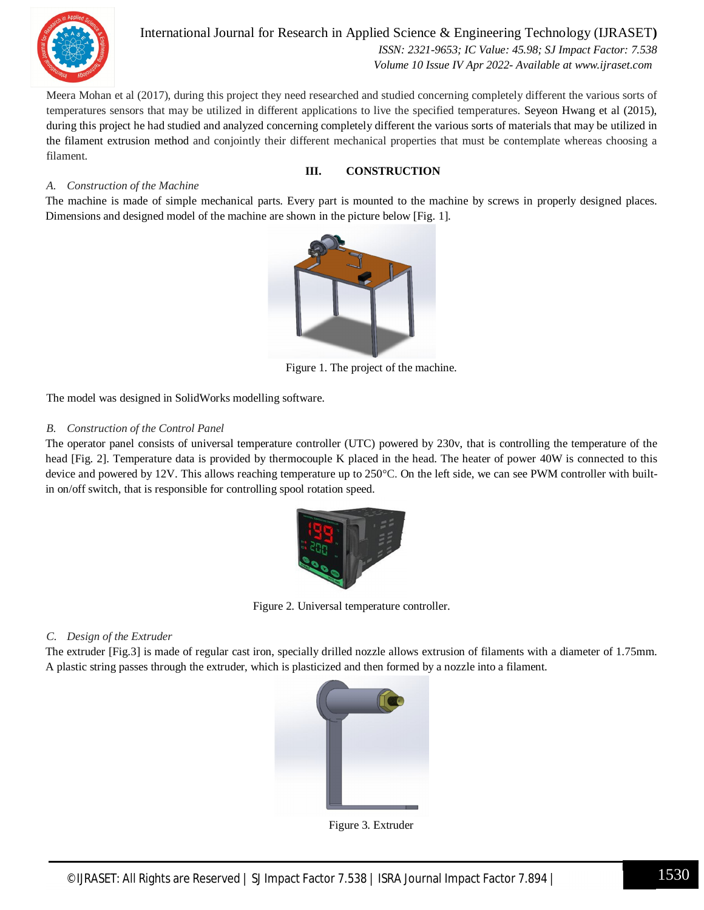Meera Mohan et al (2017), during this project they need researched and studied concerning completely different the various sorts of temperatures sensors that may be utilized in different applications to live the specified temperatures. Seyeon Hwang et al (2015), during this project he had studied and analyzed concerning completely different the various sorts of materials that may be utilized in the filament extrusion method and conjointly their different mechanical properties that must be contemplate whereas choosing a filament.

## III. CONSTRUCTION

### *A. Construction of the Machine*

The machine is made of simple mechanical parts. Every part is mounted to the machine by screws in properly designed places. Dimensions and designed model of the machine are shown in the picture below [Fig. 1].

Figure 1. The project of the machine.

The model was designed in SolidWorks modelling software.

### *B. Construction of the Control Panel*

The operator panel consists of universal temperature controller (UTC) powered by 230v, that is controlling the temperature of the head [Fig. 2]. Temperature data is provided by thermocouple K placed in the head. The heater of power 40W is connected to this device and powered by 12V. This allows reaching temperature up to 250°C. On the left side, we can see PWM controller with built-in on/off switch, that is responsible for controlling spool rotation speed.

Figure 2. Universal temperature controller.

### *C. Design of the Extruder*

The extruder [Fig.3] is made of regular cast iron, specially drilled nozzle allows extrusion of filaments with a diameter of 1.75mm. A plastic string passes through the extruder, which is plasticized and then formed by a nozzle into a filament.

Figure 3. Extruder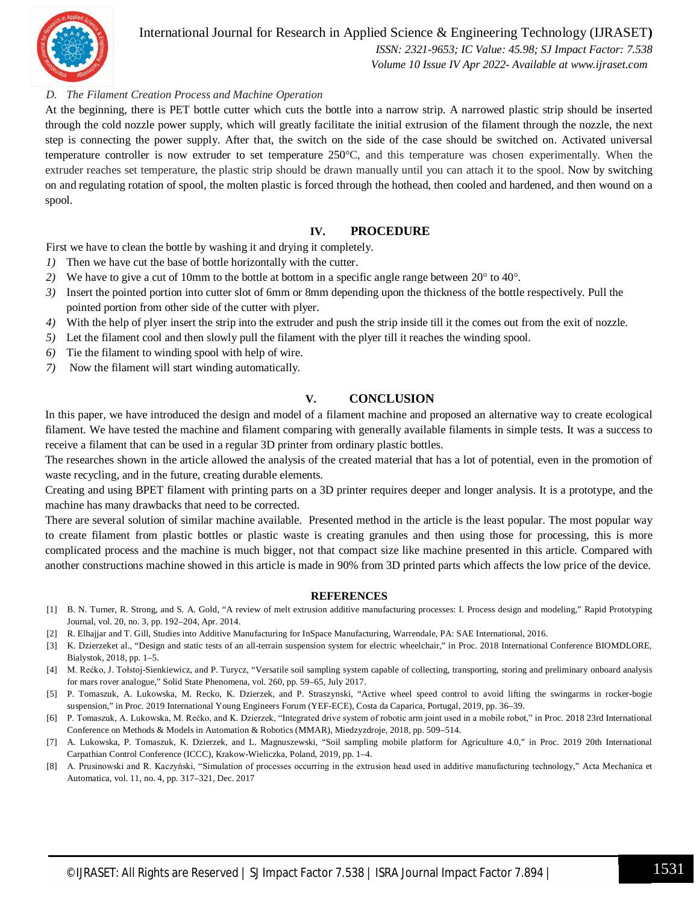### D. *The Filament Creation Process and Machine Operation*

At the beginning, there is PET bottle cutter which cuts the bottle into a narrow strip. A narrowed plastic strip should be inserted through the cold nozzle power supply, which will greatly facilitate the initial extrusion of the filament through the nozzle, the next step is connecting the power supply. After that, the switch on the side of the case should be switched on. Activated universal temperature controller is now extruder to set temperature 250°C, and this temperature was chosen experimentally. When the extruder reaches set temperature, the plastic strip should be drawn manually until you can attach it to the spool. Now by switching on and regulating rotation of spool, the molten plastic is forced through the hothead, then cooled and hardened, and then wound on a spool.

## IV. PROCEDURE

First we have to clean the bottle by washing it and drying it completely.

1) Then we have cut the base of bottle horizontally with the cutter.
2) We have to give a cut of 10mm to the bottle at bottom in a specific angle range between 20° to 40°.
3) Insert the pointed portion into cutter slot of 6mm or 8mm depending upon the thickness of the bottle respectively. Pull the pointed portion from other side of the cutter with plyer.
4) With the help of plyer insert the strip into the extruder and push the strip inside till it the comes out from the exit of nozzle.
5) Let the filament cool and then slowly pull the filament with the plyer till it reaches the winding spool.
6) Tie the filament to winding spool with help of wire.
7) Now the filament will start winding automatically.

## V. CONCLUSION

In this paper, we have introduced the design and model of a filament machine and proposed an alternative way to create ecological filament. We have tested the machine and filament comparing with generally available filaments in simple tests. It was a success to receive a filament that can be used in a regular 3D printer from ordinary plastic bottles.

The researches shown in the article allowed the analysis of the created material that has a lot of potential, even in the promotion of waste recycling, and in the future, creating durable elements.

Creating and using BPET filament with printing parts on a 3D printer requires deeper and longer analysis. It is a prototype, and the machine has many drawbacks that need to be corrected.

There are several solution of similar machine available. Presented method in the article is the least popular. The most popular way to create filament from plastic bottles or plastic waste is creating granules and then using those for processing, this is more complicated process and the machine is much bigger, not that compact size like machine presented in this article. Compared with another constructions machine showed in this article is made in 90% from 3D printed parts which affects the low price of the device.

## REFERENCES

[1] B. N. Turner, R. Strong, and S. A. Gold, "A review of melt extrusion additive manufacturing processes: I. Process design and modeling," Rapid Prototyping Journal, vol. 20, no. 3, pp. 192–204, Apr. 2014.

[2] R. Elhajjar and T. Gill, Studies into Additive Manufacturing for InSpace Manufacturing, Warrendale, PA: SAE International, 2016.

[3] K. Dzierzeket al., "Design and static tests of an all-terrain suspension system for electric wheelchair," in Proc. 2018 International Conference BIOMDLORE, Bialystok, 2018, pp. 1–5.

[4] M. Rećko, J. Tołstoj-Sienkiewicz, and P. Turycz, "Versatile soil sampling system capable of collecting, transporting, storing and preliminary onboard analysis for mars rover analogue," Solid State Phenomena, vol. 260, pp. 59–65, July 2017.

[5] P. Tomaszuk, A. Lukowska, M. Recko, K. Dzierzek, and P. Straszynski, "Active wheel speed control to avoid lifting the swingarms in rocker-bogie suspension," in Proc. 2019 International Young Engineers Forum (YEF-ECE), Costa da Caparica, Portugal, 2019, pp. 36–39.

[6] P. Tomaszuk, A. Lukowska, M. Rećko, and K. Dzierzek, "Integrated drive system of robotic arm joint used in a mobile robot," in Proc. 2018 23rd International Conference on Methods & Models in Automation & Robotics (MMAR), Miedzyzdroje, 2018, pp. 509–514.

[7] A. Lukowska, P. Tomaszuk, K. Dzierzek, and L. Magnuszewski, "Soil sampling mobile platform for Agriculture 4.0," in Proc. 2019 20th International Carpathian Control Conference (ICCC), Krakow-Wieliczka, Poland, 2019, pp. 1–4.

[8] A. Prusinowski and R. Kaczyński, "Simulation of processes occurring in the extrusion head used in additive manufacturing technology," Acta Mechanica et Automatica, vol. 11, no. 4, pp. 317–321, Dec. 2017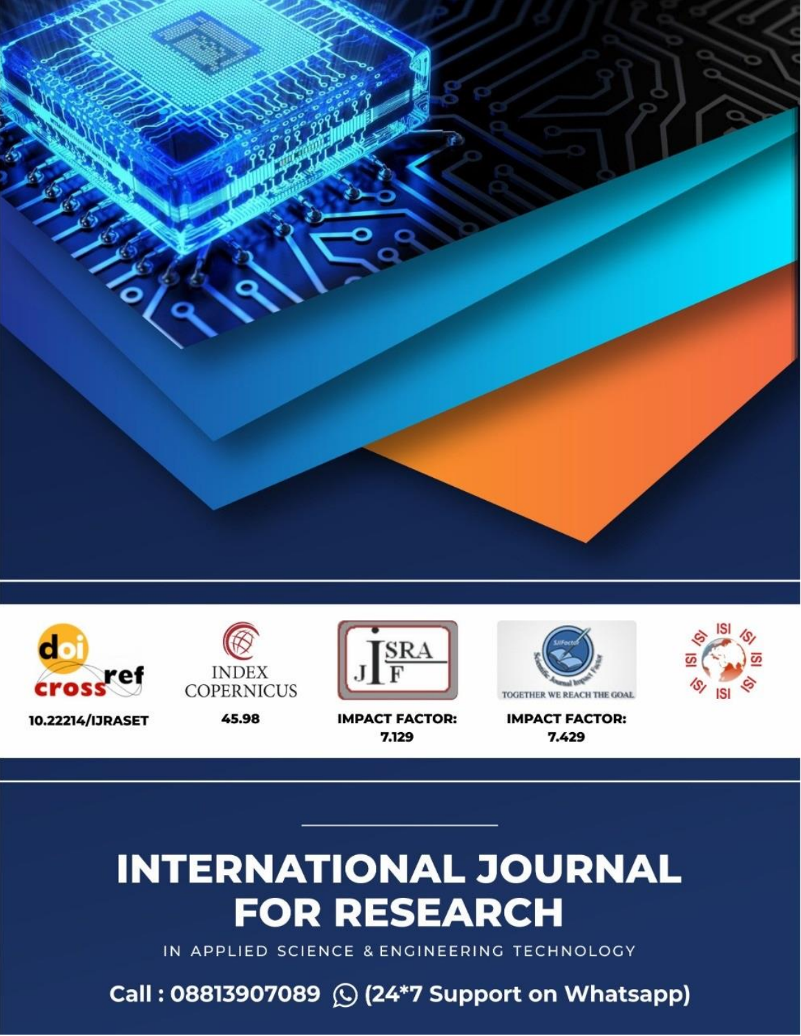10.22214/IJRASET

45.98

IMPACT FACTOR: 7.129

IMPACT FACTOR: 7.429

# INTERNATIONAL JOURNAL FOR RESEARCH

IN APPLIED SCIENCE & ENGINEERING TECHNOLOGY

Call : 08813907089 (24*7 Support on Whatsapp)